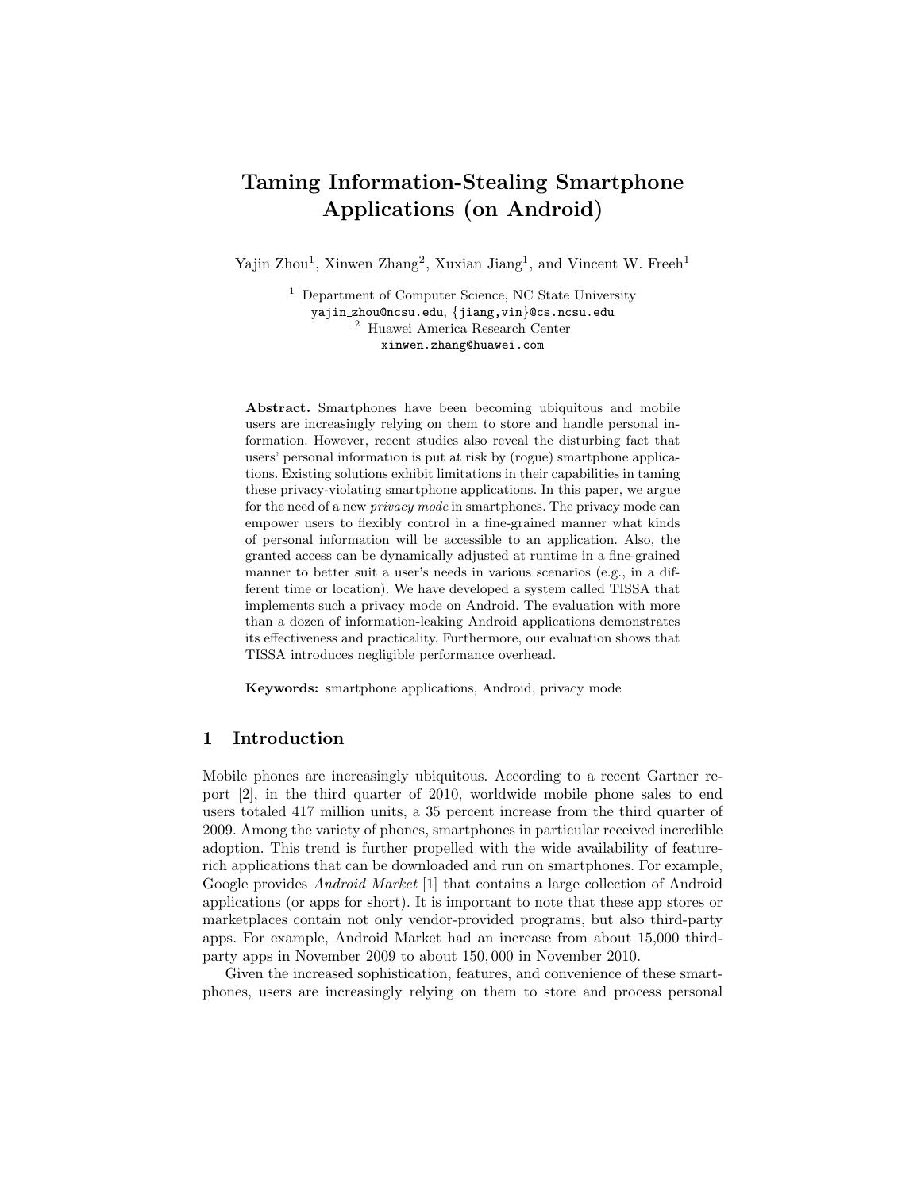# Taming Information-Stealing Smartphone Applications (on Android)

Yajin Zhou[1], Xinwen Zhang[2], Xuxian Jiang[1], and Vincent W. Freeh[1]

[1] Department of Computer Science, NC State University
yajin_zhou@ncsu.edu, {jiang,vin}@cs.ncsu.edu
[2] Huawei America Research Center
xinwen.zhang@huawei.com

**Abstract.** Smartphones have been becoming ubiquitous and mobile users are increasingly relying on them to store and handle personal information. However, recent studies also reveal the disturbing fact that users' personal information is put at risk by (rogue) smartphone applications. Existing solutions exhibit limitations in their capabilities in taming these privacy-violating smartphone applications. In this paper, we argue for the need of a new *privacy mode* in smartphones. The privacy mode can empower users to flexibly control in a fine-grained manner what kinds of personal information will be accessible to an application. Also, the granted access can be dynamically adjusted at runtime in a fine-grained manner to better suit a user's needs in various scenarios (e.g., in a different time or location). We have developed a system called TISSA that implements such a privacy mode on Android. The evaluation with more than a dozen of information-leaking Android applications demonstrates its effectiveness and practicality. Furthermore, our evaluation shows that TISSA introduces negligible performance overhead.

**Keywords:** smartphone applications, Android, privacy mode

## 1 Introduction

Mobile phones are increasingly ubiquitous. According to a recent Gartner report [2], in the third quarter of 2010, worldwide mobile phone sales to end users totaled 417 million units, a 35 percent increase from the third quarter of 2009. Among the variety of phones, smartphones in particular received incredible adoption. This trend is further propelled with the wide availability of feature-rich applications that can be downloaded and run on smartphones. For example, Google provides *Android Market* [1] that contains a large collection of Android applications (or apps for short). It is important to note that these app stores or marketplaces contain not only vendor-provided programs, but also third-party apps. For example, Android Market had an increase from about 15,000 third-party apps in November 2009 to about 150,000 in November 2010.

Given the increased sophistication, features, and convenience of these smartphones, users are increasingly relying on them to store and process personal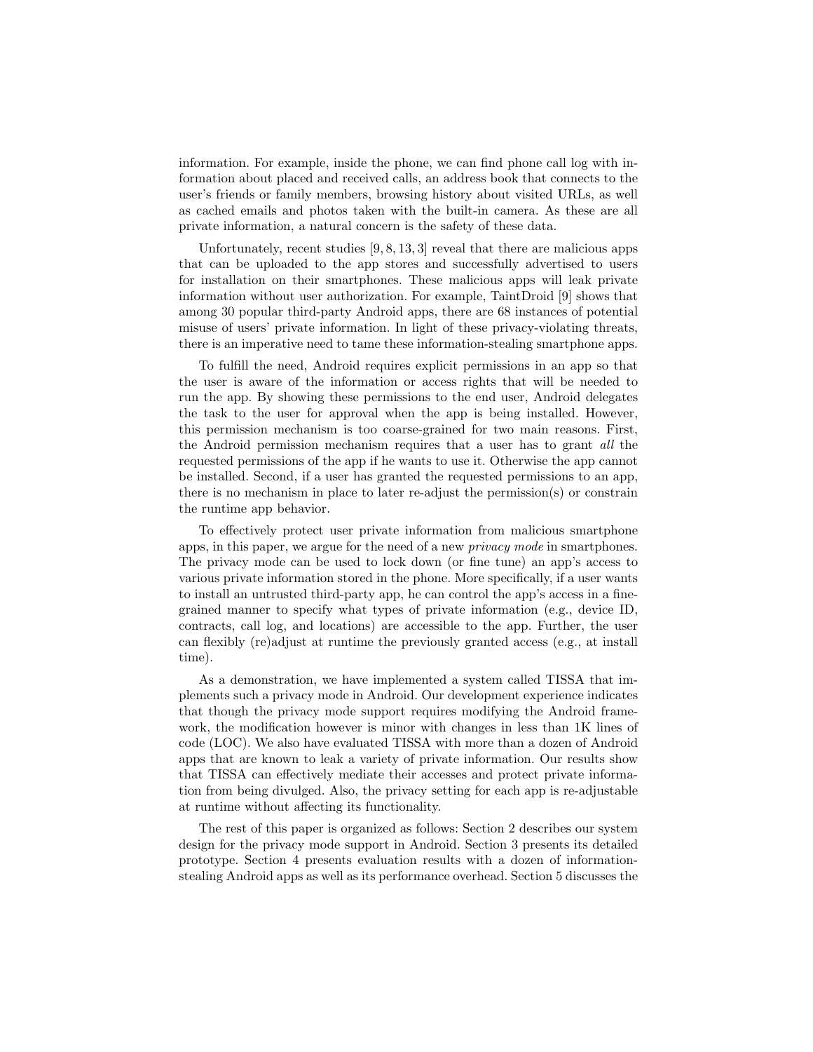information. For example, inside the phone, we can find phone call log with information about placed and received calls, an address book that connects to the user's friends or family members, browsing history about visited URLs, as well as cached emails and photos taken with the built-in camera. As these are all private information, a natural concern is the safety of these data.

Unfortunately, recent studies [9, 8, 13, 3] reveal that there are malicious apps that can be uploaded to the app stores and successfully advertised to users for installation on their smartphones. These malicious apps will leak private information without user authorization. For example, TaintDroid [9] shows that among 30 popular third-party Android apps, there are 68 instances of potential misuse of users' private information. In light of these privacy-violating threats, there is an imperative need to tame these information-stealing smartphone apps.

To fulfill the need, Android requires explicit permissions in an app so that the user is aware of the information or access rights that will be needed to run the app. By showing these permissions to the end user, Android delegates the task to the user for approval when the app is being installed. However, this permission mechanism is too coarse-grained for two main reasons. First, the Android permission mechanism requires that a user has to grant *all* the requested permissions of the app if he wants to use it. Otherwise the app cannot be installed. Second, if a user has granted the requested permissions to an app, there is no mechanism in place to later re-adjust the permission(s) or constrain the runtime app behavior.

To effectively protect user private information from malicious smartphone apps, in this paper, we argue for the need of a new *privacy mode* in smartphones. The privacy mode can be used to lock down (or fine tune) an app's access to various private information stored in the phone. More specifically, if a user wants to install an untrusted third-party app, he can control the app's access in a fine-grained manner to specify what types of private information (e.g., device ID, contracts, call log, and locations) are accessible to the app. Further, the user can flexibly (re)adjust at runtime the previously granted access (e.g., at install time).

As a demonstration, we have implemented a system called TISSA that implements such a privacy mode in Android. Our development experience indicates that though the privacy mode support requires modifying the Android framework, the modification however is minor with changes in less than 1K lines of code (LOC). We also have evaluated TISSA with more than a dozen of Android apps that are known to leak a variety of private information. Our results show that TISSA can effectively mediate their accesses and protect private information from being divulged. Also, the privacy setting for each app is re-adjustable at runtime without affecting its functionality.

The rest of this paper is organized as follows: Section 2 describes our system design for the privacy mode support in Android. Section 3 presents its detailed prototype. Section 4 presents evaluation results with a dozen of information-stealing Android apps as well as its performance overhead. Section 5 discusses the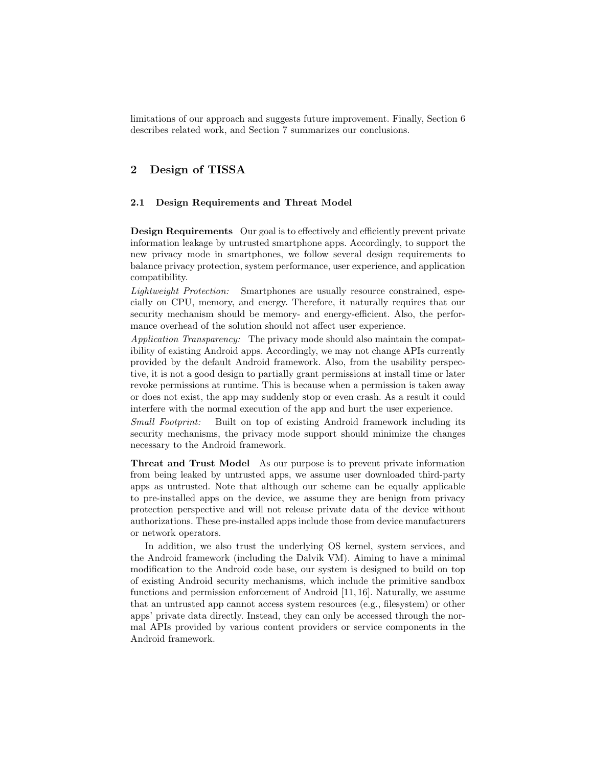limitations of our approach and suggests future improvement. Finally, Section 6 describes related work, and Section 7 summarizes our conclusions.

## 2 Design of TISSA

### 2.1 Design Requirements and Threat Model

**Design Requirements** Our goal is to effectively and efficiently prevent private information leakage by untrusted smartphone apps. Accordingly, to support the new privacy mode in smartphones, we follow several design requirements to balance privacy protection, system performance, user experience, and application compatibility.

*Lightweight Protection:* Smartphones are usually resource constrained, especially on CPU, memory, and energy. Therefore, it naturally requires that our security mechanism should be memory- and energy-efficient. Also, the performance overhead of the solution should not affect user experience.

*Application Transparency:* The privacy mode should also maintain the compatibility of existing Android apps. Accordingly, we may not change APIs currently provided by the default Android framework. Also, from the usability perspective, it is not a good design to partially grant permissions at install time or later revoke permissions at runtime. This is because when a permission is taken away or does not exist, the app may suddenly stop or even crash. As a result it could interfere with the normal execution of the app and hurt the user experience.

*Small Footprint:* Built on top of existing Android framework including its security mechanisms, the privacy mode support should minimize the changes necessary to the Android framework.

**Threat and Trust Model** As our purpose is to prevent private information from being leaked by untrusted apps, we assume user downloaded third-party apps as untrusted. Note that although our scheme can be equally applicable to pre-installed apps on the device, we assume they are benign from privacy protection perspective and will not release private data of the device without authorizations. These pre-installed apps include those from device manufacturers or network operators.

In addition, we also trust the underlying OS kernel, system services, and the Android framework (including the Dalvik VM). Aiming to have a minimal modification to the Android code base, our system is designed to build on top of existing Android security mechanisms, which include the primitive sandbox functions and permission enforcement of Android [11, 16]. Naturally, we assume that an untrusted app cannot access system resources (e.g., filesystem) or other apps' private data directly. Instead, they can only be accessed through the normal APIs provided by various content providers or service components in the Android framework.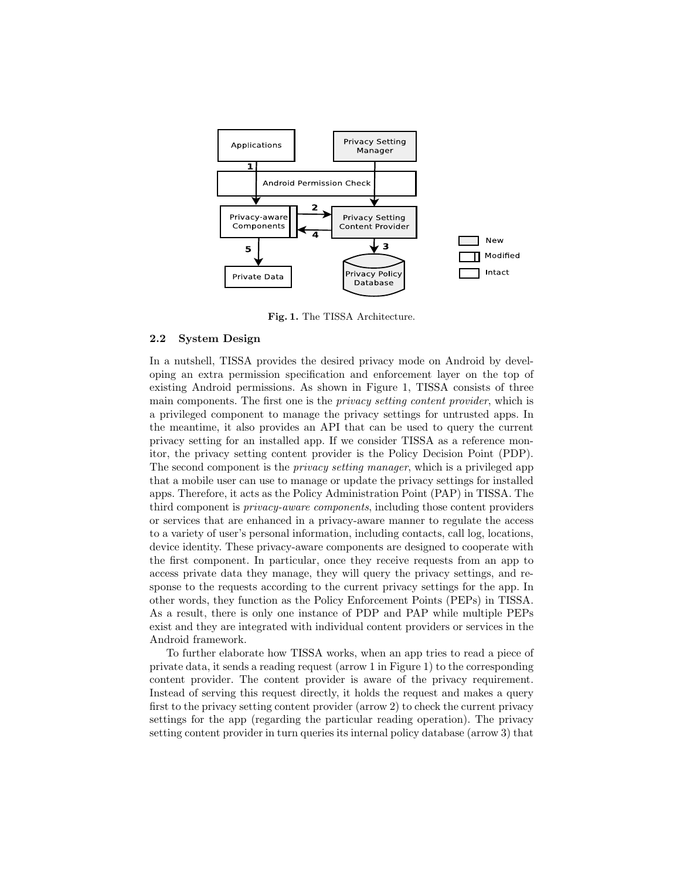Fig. 1. The TISSA Architecture.

### 2.2 System Design

In a nutshell, TISSA provides the desired privacy mode on Android by developing an extra permission specification and enforcement layer on the top of existing Android permissions. As shown in Figure 1, TISSA consists of three main components. The first one is the *privacy setting content provider*, which is a privileged component to manage the privacy settings for untrusted apps. In the meantime, it also provides an API that can be used to query the current privacy setting for an installed app. If we consider TISSA as a reference monitor, the privacy setting content provider is the Policy Decision Point (PDP). The second component is the *privacy setting manager*, which is a privileged app that a mobile user can use to manage or update the privacy settings for installed apps. Therefore, it acts as the Policy Administration Point (PAP) in TISSA. The third component is *privacy-aware components*, including those content providers or services that are enhanced in a privacy-aware manner to regulate the access to a variety of user's personal information, including contacts, call log, locations, device identity. These privacy-aware components are designed to cooperate with the first component. In particular, once they receive requests from an app to access private data they manage, they will query the privacy settings, and response to the requests according to the current privacy settings for the app. In other words, they function as the Policy Enforcement Points (PEPs) in TISSA. As a result, there is only one instance of PDP and PAP while multiple PEPs exist and they are integrated with individual content providers or services in the Android framework.

To further elaborate how TISSA works, when an app tries to read a piece of private data, it sends a reading request (arrow 1 in Figure 1) to the corresponding content provider. The content provider is aware of the privacy requirement. Instead of serving this request directly, it holds the request and makes a query first to the privacy setting content provider (arrow 2) to check the current privacy settings for the app (regarding the particular reading operation). The privacy setting content provider in turn queries its internal policy database (arrow 3) that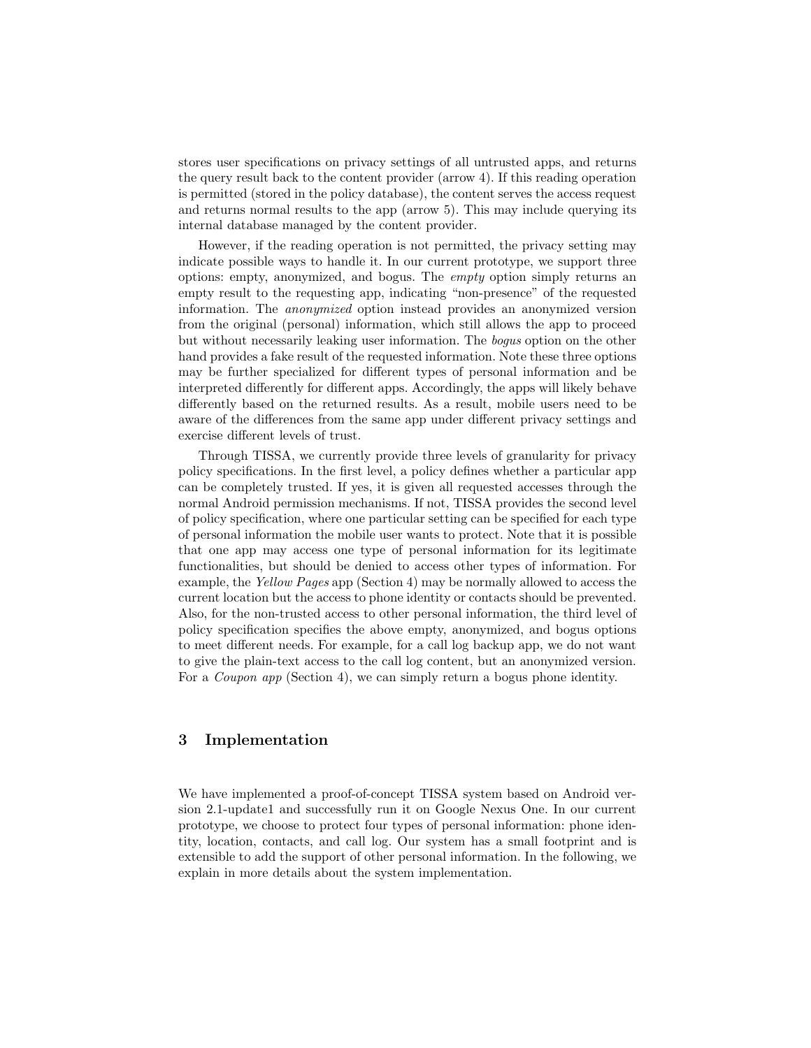stores user specifications on privacy settings of all untrusted apps, and returns the query result back to the content provider (arrow 4). If this reading operation is permitted (stored in the policy database), the content serves the access request and returns normal results to the app (arrow 5). This may include querying its internal database managed by the content provider.

However, if the reading operation is not permitted, the privacy setting may indicate possible ways to handle it. In our current prototype, we support three options: empty, anonymized, and bogus. The *empty* option simply returns an empty result to the requesting app, indicating "non-presence" of the requested information. The *anonymized* option instead provides an anonymized version from the original (personal) information, which still allows the app to proceed but without necessarily leaking user information. The *bogus* option on the other hand provides a fake result of the requested information. Note these three options may be further specialized for different types of personal information and be interpreted differently for different apps. Accordingly, the apps will likely behave differently based on the returned results. As a result, mobile users need to be aware of the differences from the same app under different privacy settings and exercise different levels of trust.

Through TISSA, we currently provide three levels of granularity for privacy policy specifications. In the first level, a policy defines whether a particular app can be completely trusted. If yes, it is given all requested accesses through the normal Android permission mechanisms. If not, TISSA provides the second level of policy specification, where one particular setting can be specified for each type of personal information the mobile user wants to protect. Note that it is possible that one app may access one type of personal information for its legitimate functionalities, but should be denied to access other types of information. For example, the *Yellow Pages* app (Section 4) may be normally allowed to access the current location but the access to phone identity or contacts should be prevented. Also, for the non-trusted access to other personal information, the third level of policy specification specifies the above empty, anonymized, and bogus options to meet different needs. For example, for a call log backup app, we do not want to give the plain-text access to the call log content, but an anonymized version. For a *Coupon app* (Section 4), we can simply return a bogus phone identity.

## 3 Implementation

We have implemented a proof-of-concept TISSA system based on Android version 2.1-update1 and successfully run it on Google Nexus One. In our current prototype, we choose to protect four types of personal information: phone identity, location, contacts, and call log. Our system has a small footprint and is extensible to add the support of other personal information. In the following, we explain in more details about the system implementation.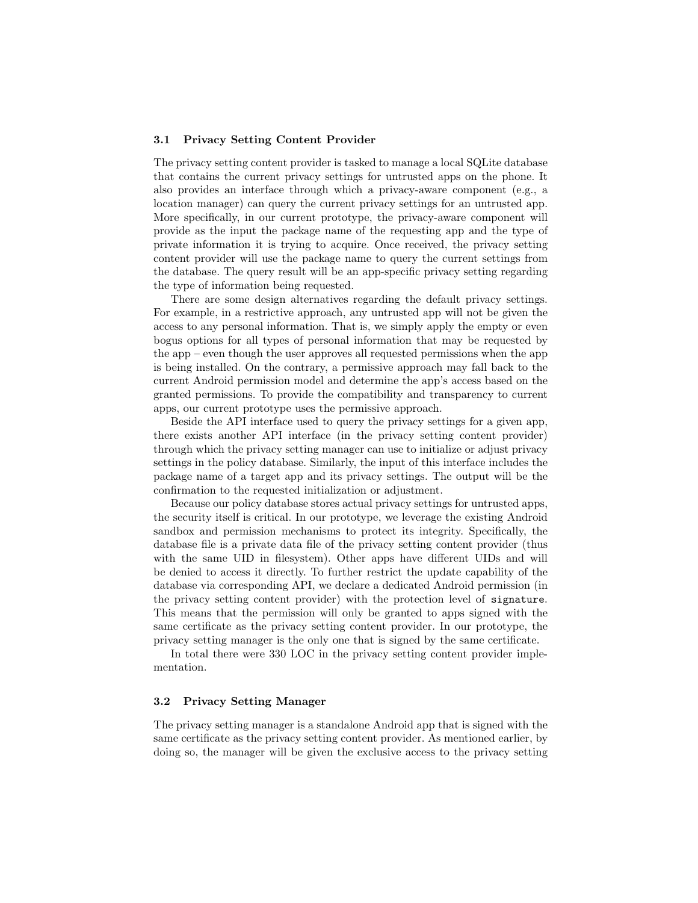### 3.1 Privacy Setting Content Provider

The privacy setting content provider is tasked to manage a local SQLite database that contains the current privacy settings for untrusted apps on the phone. It also provides an interface through which a privacy-aware component (e.g., a location manager) can query the current privacy settings for an untrusted app. More specifically, in our current prototype, the privacy-aware component will provide as the input the package name of the requesting app and the type of private information it is trying to acquire. Once received, the privacy setting content provider will use the package name to query the current settings from the database. The query result will be an app-specific privacy setting regarding the type of information being requested.

There are some design alternatives regarding the default privacy settings. For example, in a restrictive approach, any untrusted app will not be given the access to any personal information. That is, we simply apply the empty or even bogus options for all types of personal information that may be requested by the app – even though the user approves all requested permissions when the app is being installed. On the contrary, a permissive approach may fall back to the current Android permission model and determine the app's access based on the granted permissions. To provide the compatibility and transparency to current apps, our current prototype uses the permissive approach.

Beside the API interface used to query the privacy settings for a given app, there exists another API interface (in the privacy setting content provider) through which the privacy setting manager can use to initialize or adjust privacy settings in the policy database. Similarly, the input of this interface includes the package name of a target app and its privacy settings. The output will be the confirmation to the requested initialization or adjustment.

Because our policy database stores actual privacy settings for untrusted apps, the security itself is critical. In our prototype, we leverage the existing Android sandbox and permission mechanisms to protect its integrity. Specifically, the database file is a private data file of the privacy setting content provider (thus with the same UID in filesystem). Other apps have different UIDs and will be denied to access it directly. To further restrict the update capability of the database via corresponding API, we declare a dedicated Android permission (in the privacy setting content provider) with the protection level of `signature`. This means that the permission will only be granted to apps signed with the same certificate as the privacy setting content provider. In our prototype, the privacy setting manager is the only one that is signed by the same certificate.

In total there were 330 LOC in the privacy setting content provider implementation.

### 3.2 Privacy Setting Manager

The privacy setting manager is a standalone Android app that is signed with the same certificate as the privacy setting content provider. As mentioned earlier, by doing so, the manager will be given the exclusive access to the privacy setting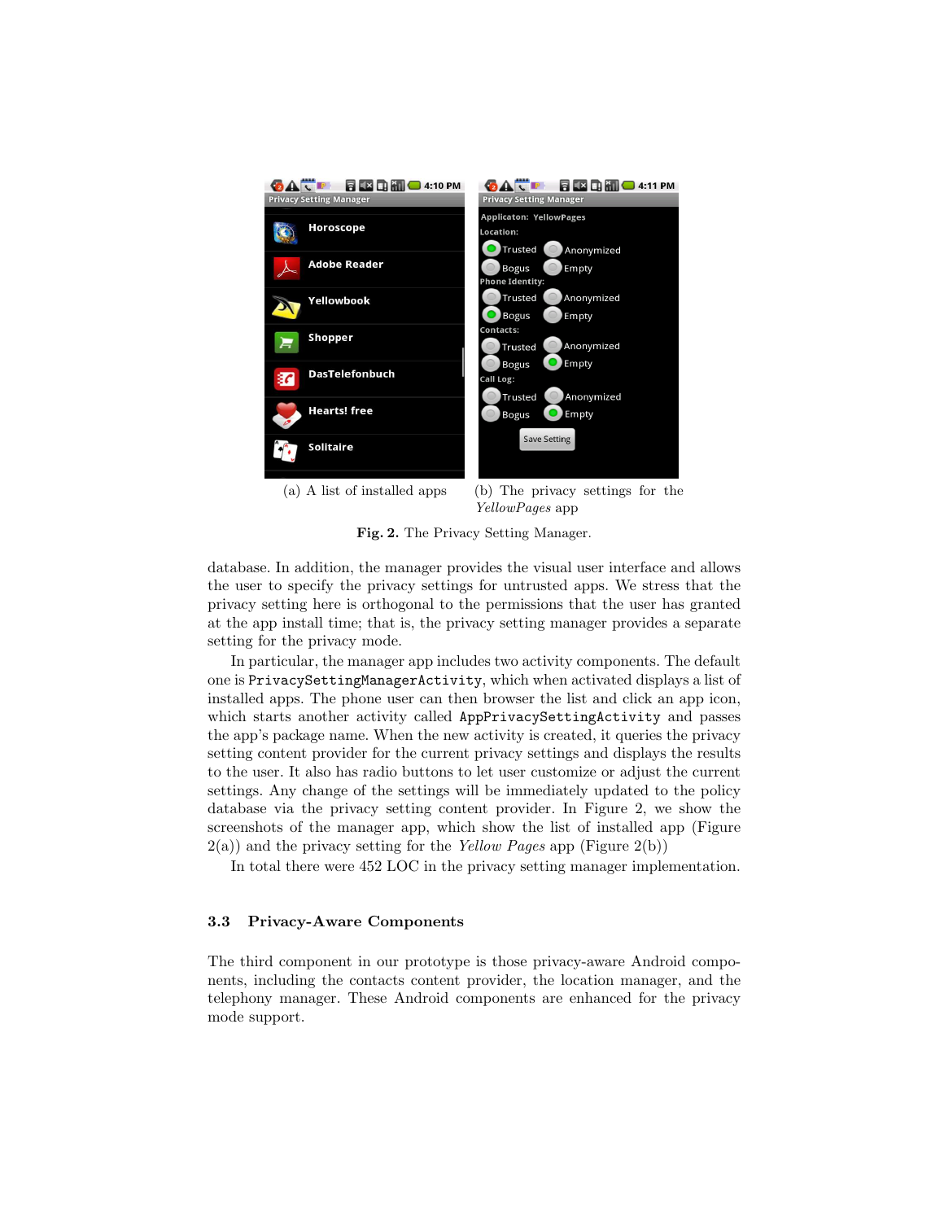(a) A list of installed apps

(b) The privacy settings for the *YellowPages* app

**Fig. 2.** The Privacy Setting Manager.

database. In addition, the manager provides the visual user interface and allows the user to specify the privacy settings for untrusted apps. We stress that the privacy setting here is orthogonal to the permissions that the user has granted at the app install time; that is, the privacy setting manager provides a separate setting for the privacy mode.

In particular, the manager app includes two activity components. The default one is `PrivacySettingManagerActivity`, which when activated displays a list of installed apps. The phone user can then browser the list and click an app icon, which starts another activity called `AppPrivacySettingActivity` and passes the app's package name. When the new activity is created, it queries the privacy setting content provider for the current privacy settings and displays the results to the user. It also has radio buttons to let user customize or adjust the current settings. Any change of the settings will be immediately updated to the policy database via the privacy setting content provider. In Figure 2, we show the screenshots of the manager app, which show the list of installed app (Figure 2(a)) and the privacy setting for the *Yellow Pages* app (Figure 2(b))

In total there were 452 LOC in the privacy setting manager implementation.

### 3.3 Privacy-Aware Components

The third component in our prototype is those privacy-aware Android components, including the contacts content provider, the location manager, and the telephony manager. These Android components are enhanced for the privacy mode support.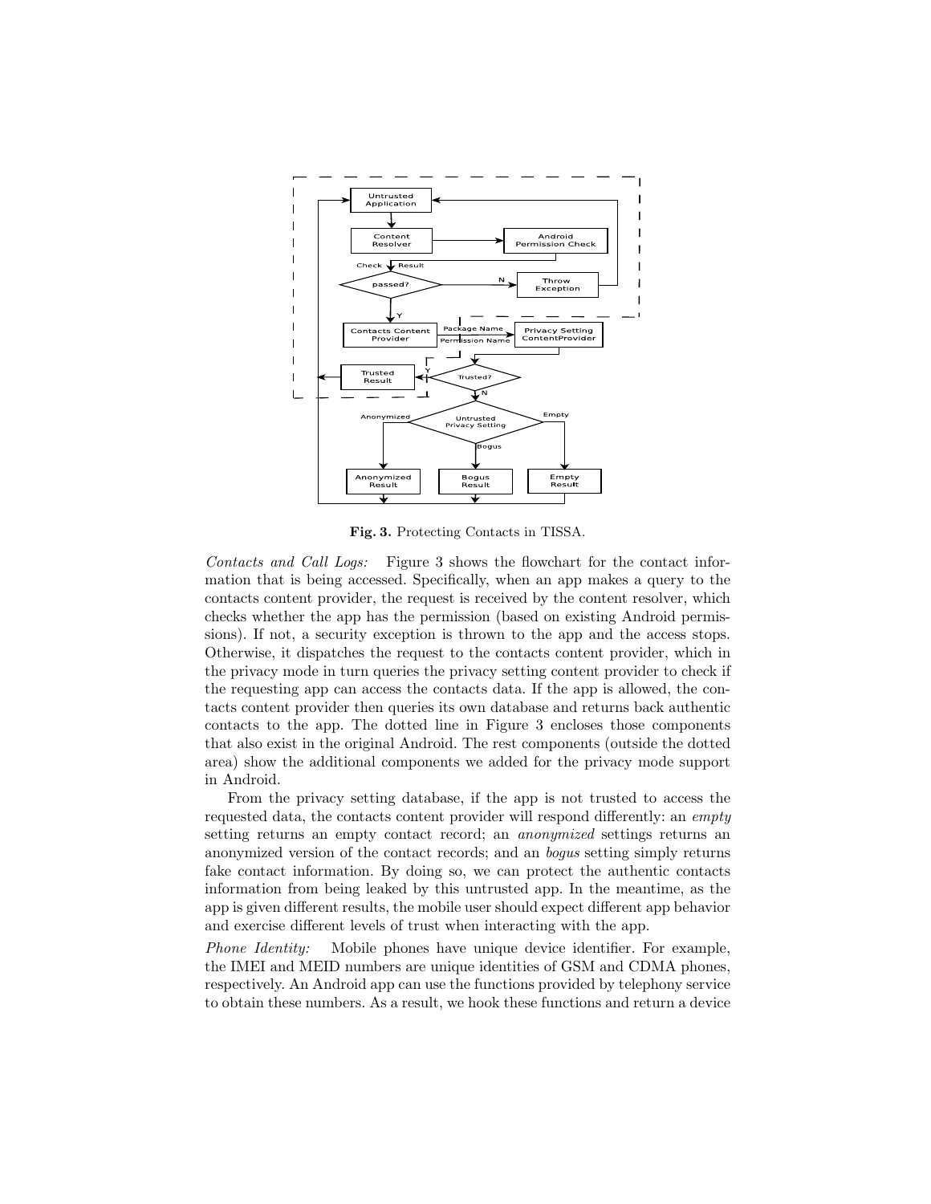**Fig. 3.** Protecting Contacts in TISSA.

*Contacts and Call Logs:* Figure 3 shows the flowchart for the contact information that is being accessed. Specifically, when an app makes a query to the contacts content provider, the request is received by the content resolver, which checks whether the app has the permission (based on existing Android permissions). If not, a security exception is thrown to the app and the access stops. Otherwise, it dispatches the request to the contacts content provider, which in the privacy mode in turn queries the privacy setting content provider to check if the requesting app can access the contacts data. If the app is allowed, the contacts content provider then queries its own database and returns back authentic contacts to the app. The dotted line in Figure 3 encloses those components that also exist in the original Android. The rest components (outside the dotted area) show the additional components we added for the privacy mode support in Android.

From the privacy setting database, if the app is not trusted to access the requested data, the contacts content provider will respond differently: an *empty* setting returns an empty contact record; an *anonymized* settings returns an anonymized version of the contact records; and an *bogus* setting simply returns fake contact information. By doing so, we can protect the authentic contacts information from being leaked by this untrusted app. In the meantime, as the app is given different results, the mobile user should expect different app behavior and exercise different levels of trust when interacting with the app.

*Phone Identity:* Mobile phones have unique device identifier. For example, the IMEI and MEID numbers are unique identities of GSM and CDMA phones, respectively. An Android app can use the functions provided by telephony service to obtain these numbers. As a result, we hook these functions and return a device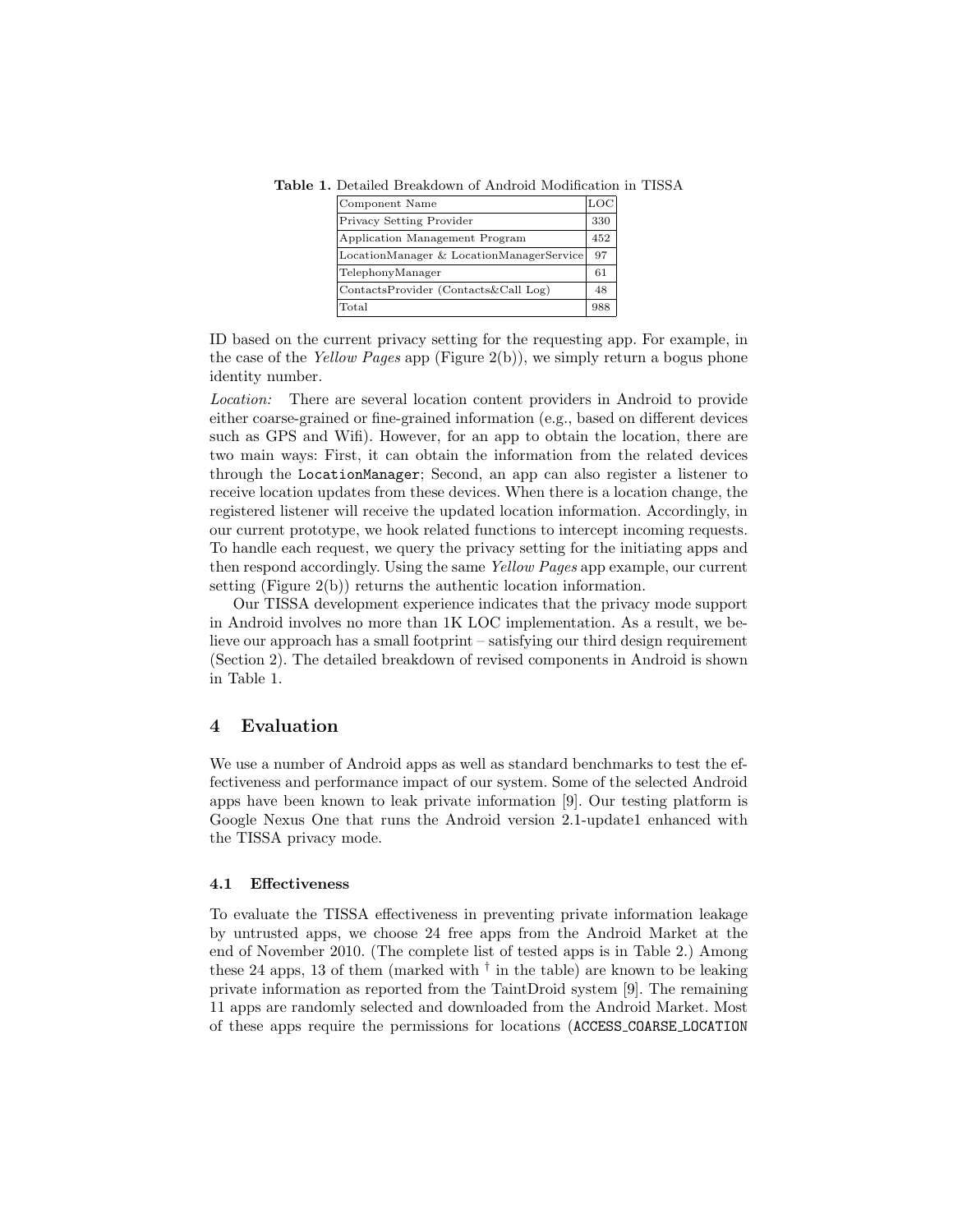**Table 1.** Detailed Breakdown of Android Modification in TISSA

| Component Name | LOC |
|---|---|
| Privacy Setting Provider | 330 |
| Application Management Program | 452 |
| LocationManager & LocationManagerService | 97 |
| TelephonyManager | 61 |
| ContactsProvider (Contacts&Call Log) | 48 |
| Total | 988 |

ID based on the current privacy setting for the requesting app. For example, in the case of the *Yellow Pages* app (Figure 2(b)), we simply return a bogus phone identity number.

*Location:* There are several location content providers in Android to provide either coarse-grained or fine-grained information (e.g., based on different devices such as GPS and Wifi). However, for an app to obtain the location, there are two main ways: First, it can obtain the information from the related devices through the `LocationManager`; Second, an app can also register a listener to receive location updates from these devices. When there is a location change, the registered listener will receive the updated location information. Accordingly, in our current prototype, we hook related functions to intercept incoming requests. To handle each request, we query the privacy setting for the initiating apps and then respond accordingly. Using the same *Yellow Pages* app example, our current setting (Figure 2(b)) returns the authentic location information.

Our TISSA development experience indicates that the privacy mode support in Android involves no more than 1K LOC implementation. As a result, we believe our approach has a small footprint – satisfying our third design requirement (Section 2). The detailed breakdown of revised components in Android is shown in Table 1.

## 4 Evaluation

We use a number of Android apps as well as standard benchmarks to test the effectiveness and performance impact of our system. Some of the selected Android apps have been known to leak private information [9]. Our testing platform is Google Nexus One that runs the Android version 2.1-update1 enhanced with the TISSA privacy mode.

### 4.1 Effectiveness

To evaluate the TISSA effectiveness in preventing private information leakage by untrusted apps, we choose 24 free apps from the Android Market at the end of November 2010. (The complete list of tested apps is in Table 2.) Among these 24 apps, 13 of them (marked with † in the table) are known to be leaking private information as reported from the TaintDroid system [9]. The remaining 11 apps are randomly selected and downloaded from the Android Market. Most of these apps require the permissions for locations (`ACCESS_COARSE_LOCATION`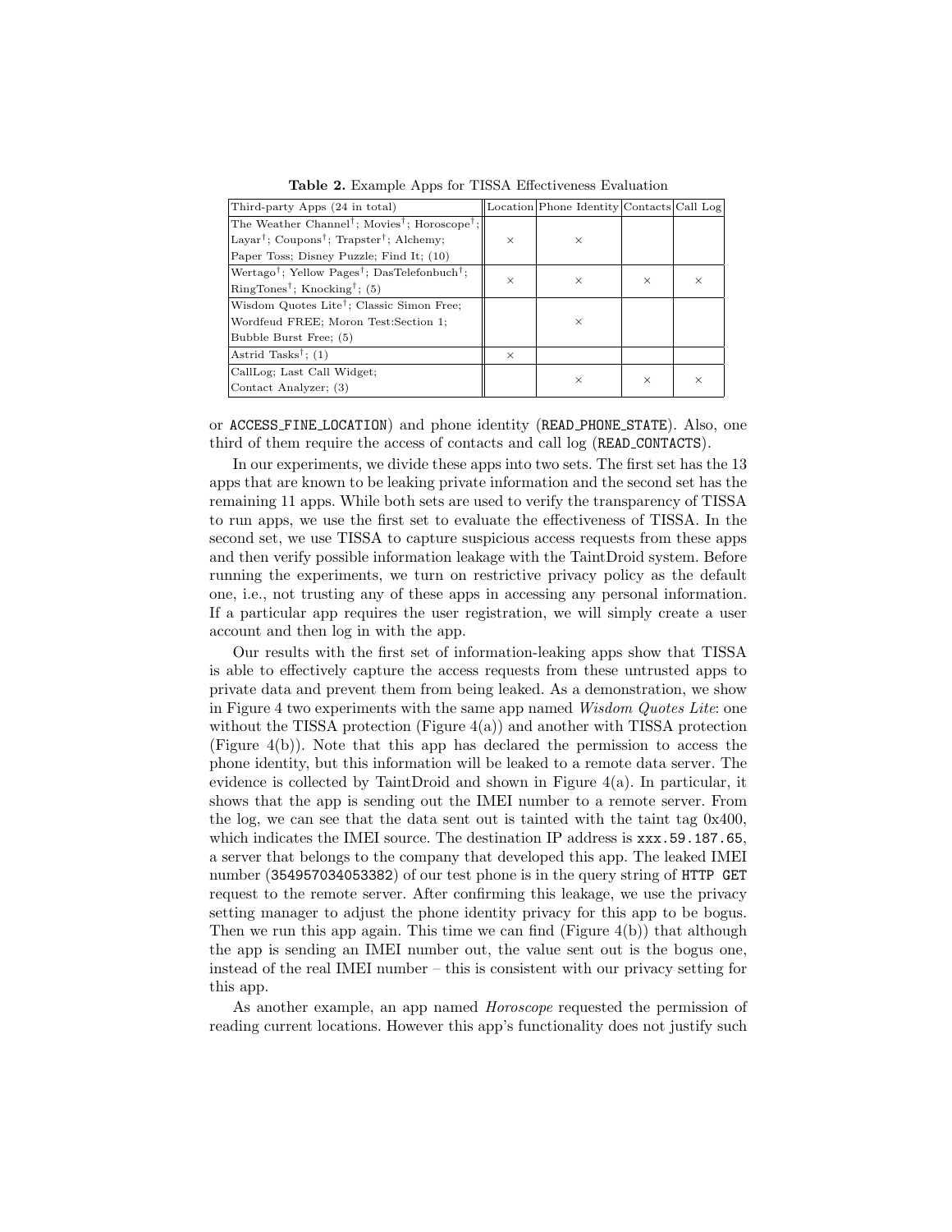**Table 2.** Example Apps for TISSA Effectiveness Evaluation

| Third-party Apps (24 in total) | Location | Phone Identity | Contacts | Call Log |
|---|---|---|---|---|
| The Weather Channel†; Movies†; Horoscope†; Layar†; Coupons†; Trapster†; Alchemy; Paper Toss; Disney Puzzle; Find It; (10) | × | × | | |
| Wertago†; Yellow Pages†; DasTelefonbuch†; RingTones†; Knocking†; (5) | × | × | × | × |
| Wisdom Quotes Lite†; Classic Simon Free; Wordfeud FREE; Moron Test:Section 1; Bubble Burst Free; (5) | | × | | |
| Astrid Tasks†; (1) | × | | | |
| CallLog; Last Call Widget; Contact Analyzer; (3) | | × | × | × |

or `ACCESS_FINE_LOCATION`) and phone identity (`READ_PHONE_STATE`). Also, one third of them require the access of contacts and call log (`READ_CONTACTS`).

In our experiments, we divide these apps into two sets. The first set has the 13 apps that are known to be leaking private information and the second set has the remaining 11 apps. While both sets are used to verify the transparency of TISSA to run apps, we use the first set to evaluate the effectiveness of TISSA. In the second set, we use TISSA to capture suspicious access requests from these apps and then verify possible information leakage with the TaintDroid system. Before running the experiments, we turn on restrictive privacy policy as the default one, i.e., not trusting any of these apps in accessing any personal information. If a particular app requires the user registration, we will simply create a user account and then log in with the app.

Our results with the first set of information-leaking apps show that TISSA is able to effectively capture the access requests from these untrusted apps to private data and prevent them from being leaked. As a demonstration, we show in Figure 4 two experiments with the same app named *Wisdom Quotes Lite*: one without the TISSA protection (Figure 4(a)) and another with TISSA protection (Figure 4(b)). Note that this app has declared the permission to access the phone identity, but this information will be leaked to a remote data server. The evidence is collected by TaintDroid and shown in Figure 4(a). In particular, it shows that the app is sending out the IMEI number to a remote server. From the log, we can see that the data sent out is tainted with the taint tag 0x400, which indicates the IMEI source. The destination IP address is `xxx.59.187.65`, a server that belongs to the company that developed this app. The leaked IMEI number (`354957034053382`) of our test phone is in the query string of `HTTP GET` request to the remote server. After confirming this leakage, we use the privacy setting manager to adjust the phone identity privacy for this app to be bogus. Then we run this app again. This time we can find (Figure 4(b)) that although the app is sending an IMEI number out, the value sent out is the bogus one, instead of the real IMEI number – this is consistent with our privacy setting for this app.

As another example, an app named *Horoscope* requested the permission of reading current locations. However this app's functionality does not justify such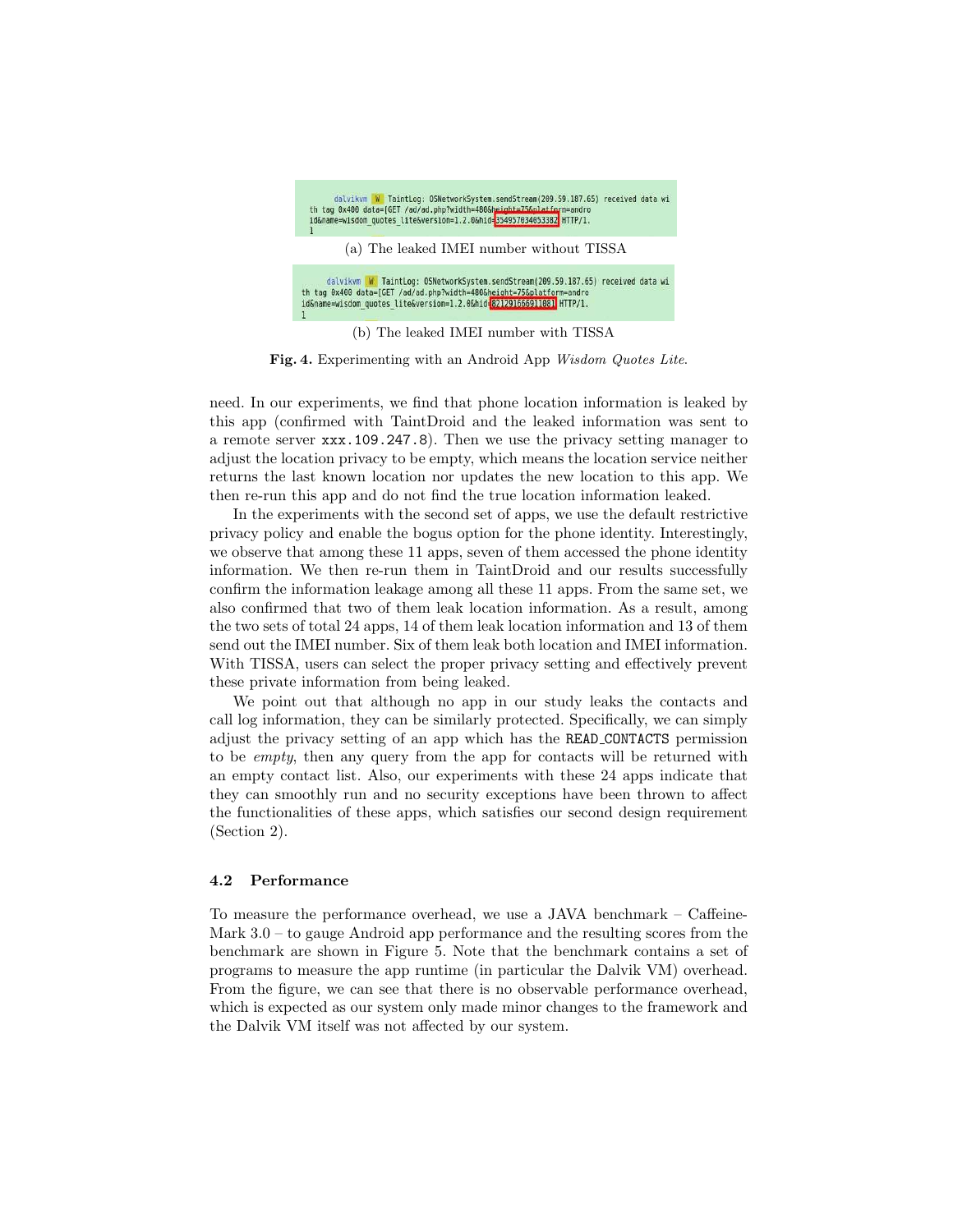```
dalvikvm W TaintLog: OSNetworkSystem.sendStream(209.59.187.65) received data wi
th tag 0x400 data=[GET /ad/ad.php?width=480&height=75&platform=andro
id&name=wisdom_quotes_lite&version=1.2.0&hid=354957034053382 HTTP/1.
1
```

(a) The leaked IMEI number without TISSA

```
dalvikvm W TaintLog: OSNetworkSystem.sendStream(209.59.187.65) received data wi
th tag 0x400 data=[GET /ad/ad.php?width=480&height=75&platform=andro
id&name=wisdom_quotes_lite&version=1.2.0&hid=821291666911081 HTTP/1.
1
```

(b) The leaked IMEI number with TISSA

**Fig. 4.** Experimenting with an Android App *Wisdom Quotes Lite*.

need. In our experiments, we find that phone location information is leaked by this app (confirmed with TaintDroid and the leaked information was sent to a remote server `xxx.109.247.8`). Then we use the privacy setting manager to adjust the location privacy to be empty, which means the location service neither returns the last known location nor updates the new location to this app. We then re-run this app and do not find the true location information leaked.

In the experiments with the second set of apps, we use the default restrictive privacy policy and enable the bogus option for the phone identity. Interestingly, we observe that among these 11 apps, seven of them accessed the phone identity information. We then re-run them in TaintDroid and our results successfully confirm the information leakage among all these 11 apps. From the same set, we also confirmed that two of them leak location information. As a result, among the two sets of total 24 apps, 14 of them leak location information and 13 of them send out the IMEI number. Six of them leak both location and IMEI information. With TISSA, users can select the proper privacy setting and effectively prevent these private information from being leaked.

We point out that although no app in our study leaks the contacts and call log information, they can be similarly protected. Specifically, we can simply adjust the privacy setting of an app which has the `READ_CONTACTS` permission to be *empty*, then any query from the app for contacts will be returned with an empty contact list. Also, our experiments with these 24 apps indicate that they can smoothly run and no security exceptions have been thrown to affect the functionalities of these apps, which satisfies our second design requirement (Section 2).

### 4.2 Performance

To measure the performance overhead, we use a JAVA benchmark – CaffeineMark 3.0 – to gauge Android app performance and the resulting scores from the benchmark are shown in Figure 5. Note that the benchmark contains a set of programs to measure the app runtime (in particular the Dalvik VM) overhead. From the figure, we can see that there is no observable performance overhead, which is expected as our system only made minor changes to the framework and the Dalvik VM itself was not affected by our system.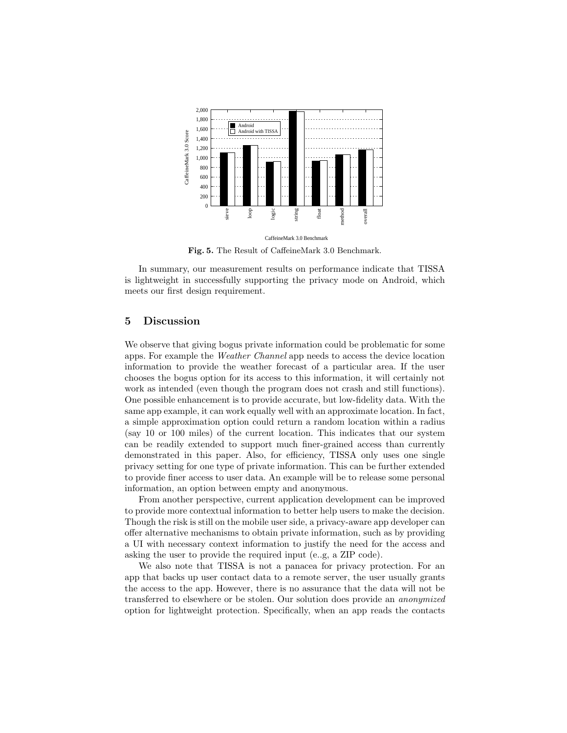**Fig. 5.** The Result of CaffeineMark 3.0 Benchmark.

In summary, our measurement results on performance indicate that TISSA is lightweight in successfully supporting the privacy mode on Android, which meets our first design requirement.

## 5 Discussion

We observe that giving bogus private information could be problematic for some apps. For example the *Weather Channel* app needs to access the device location information to provide the weather forecast of a particular area. If the user chooses the bogus option for its access to this information, it will certainly not work as intended (even though the program does not crash and still functions). One possible enhancement is to provide accurate, but low-fidelity data. With the same app example, it can work equally well with an approximate location. In fact, a simple approximation option could return a random location within a radius (say 10 or 100 miles) of the current location. This indicates that our system can be readily extended to support much finer-grained access than currently demonstrated in this paper. Also, for efficiency, TISSA only uses one single privacy setting for one type of private information. This can be further extended to provide finer access to user data. An example will be to release some personal information, an option between empty and anonymous.

From another perspective, current application development can be improved to provide more contextual information to better help users to make the decision. Though the risk is still on the mobile user side, a privacy-aware app developer can offer alternative mechanisms to obtain private information, such as by providing a UI with necessary context information to justify the need for the access and asking the user to provide the required input (e..g, a ZIP code).

We also note that TISSA is not a panacea for privacy protection. For an app that backs up user contact data to a remote server, the user usually grants the access to the app. However, there is no assurance that the data will not be transferred to elsewhere or be stolen. Our solution does provide an *anonymized* option for lightweight protection. Specifically, when an app reads the contacts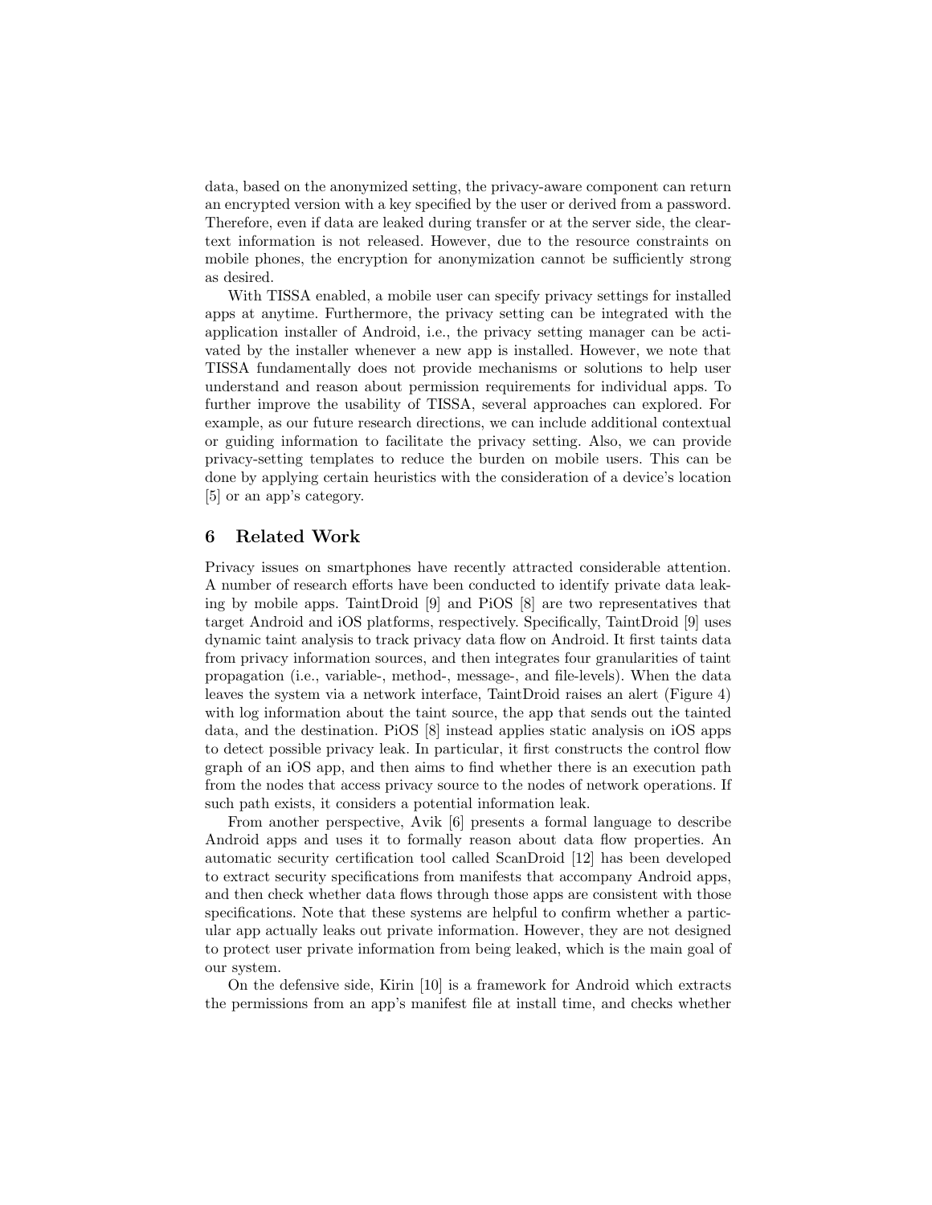data, based on the anonymized setting, the privacy-aware component can return an encrypted version with a key specified by the user or derived from a password. Therefore, even if data are leaked during transfer or at the server side, the clear-text information is not released. However, due to the resource constraints on mobile phones, the encryption for anonymization cannot be sufficiently strong as desired.

With TISSA enabled, a mobile user can specify privacy settings for installed apps at anytime. Furthermore, the privacy setting can be integrated with the application installer of Android, i.e., the privacy setting manager can be activated by the installer whenever a new app is installed. However, we note that TISSA fundamentally does not provide mechanisms or solutions to help user understand and reason about permission requirements for individual apps. To further improve the usability of TISSA, several approaches can explored. For example, as our future research directions, we can include additional contextual or guiding information to facilitate the privacy setting. Also, we can provide privacy-setting templates to reduce the burden on mobile users. This can be done by applying certain heuristics with the consideration of a device's location [5] or an app's category.

## 6 Related Work

Privacy issues on smartphones have recently attracted considerable attention. A number of research efforts have been conducted to identify private data leaking by mobile apps. TaintDroid [9] and PiOS [8] are two representatives that target Android and iOS platforms, respectively. Specifically, TaintDroid [9] uses dynamic taint analysis to track privacy data flow on Android. It first taints data from privacy information sources, and then integrates four granularities of taint propagation (i.e., variable-, method-, message-, and file-levels). When the data leaves the system via a network interface, TaintDroid raises an alert (Figure 4) with log information about the taint source, the app that sends out the tainted data, and the destination. PiOS [8] instead applies static analysis on iOS apps to detect possible privacy leak. In particular, it first constructs the control flow graph of an iOS app, and then aims to find whether there is an execution path from the nodes that access privacy source to the nodes of network operations. If such path exists, it considers a potential information leak.

From another perspective, Avik [6] presents a formal language to describe Android apps and uses it to formally reason about data flow properties. An automatic security certification tool called ScanDroid [12] has been developed to extract security specifications from manifests that accompany Android apps, and then check whether data flows through those apps are consistent with those specifications. Note that these systems are helpful to confirm whether a particular app actually leaks out private information. However, they are not designed to protect user private information from being leaked, which is the main goal of our system.

On the defensive side, Kirin [10] is a framework for Android which extracts the permissions from an app's manifest file at install time, and checks whether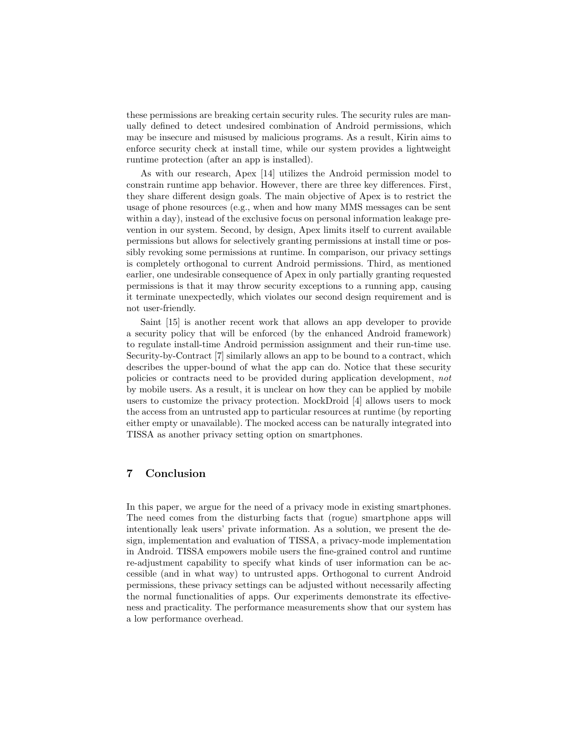these permissions are breaking certain security rules. The security rules are manually defined to detect undesired combination of Android permissions, which may be insecure and misused by malicious programs. As a result, Kirin aims to enforce security check at install time, while our system provides a lightweight runtime protection (after an app is installed).

As with our research, Apex [14] utilizes the Android permission model to constrain runtime app behavior. However, there are three key differences. First, they share different design goals. The main objective of Apex is to restrict the usage of phone resources (e.g., when and how many MMS messages can be sent within a day), instead of the exclusive focus on personal information leakage prevention in our system. Second, by design, Apex limits itself to current available permissions but allows for selectively granting permissions at install time or possibly revoking some permissions at runtime. In comparison, our privacy settings is completely orthogonal to current Android permissions. Third, as mentioned earlier, one undesirable consequence of Apex in only partially granting requested permissions is that it may throw security exceptions to a running app, causing it terminate unexpectedly, which violates our second design requirement and is not user-friendly.

Saint [15] is another recent work that allows an app developer to provide a security policy that will be enforced (by the enhanced Android framework) to regulate install-time Android permission assignment and their run-time use. Security-by-Contract [7] similarly allows an app to be bound to a contract, which describes the upper-bound of what the app can do. Notice that these security policies or contracts need to be provided during application development, *not* by mobile users. As a result, it is unclear on how they can be applied by mobile users to customize the privacy protection. MockDroid [4] allows users to mock the access from an untrusted app to particular resources at runtime (by reporting either empty or unavailable). The mocked access can be naturally integrated into TISSA as another privacy setting option on smartphones.

## 7 Conclusion

In this paper, we argue for the need of a privacy mode in existing smartphones. The need comes from the disturbing facts that (rogue) smartphone apps will intentionally leak users' private information. As a solution, we present the design, implementation and evaluation of TISSA, a privacy-mode implementation in Android. TISSA empowers mobile users the fine-grained control and runtime re-adjustment capability to specify what kinds of user information can be accessible (and in what way) to untrusted apps. Orthogonal to current Android permissions, these privacy settings can be adjusted without necessarily affecting the normal functionalities of apps. Our experiments demonstrate its effectiveness and practicality. The performance measurements show that our system has a low performance overhead.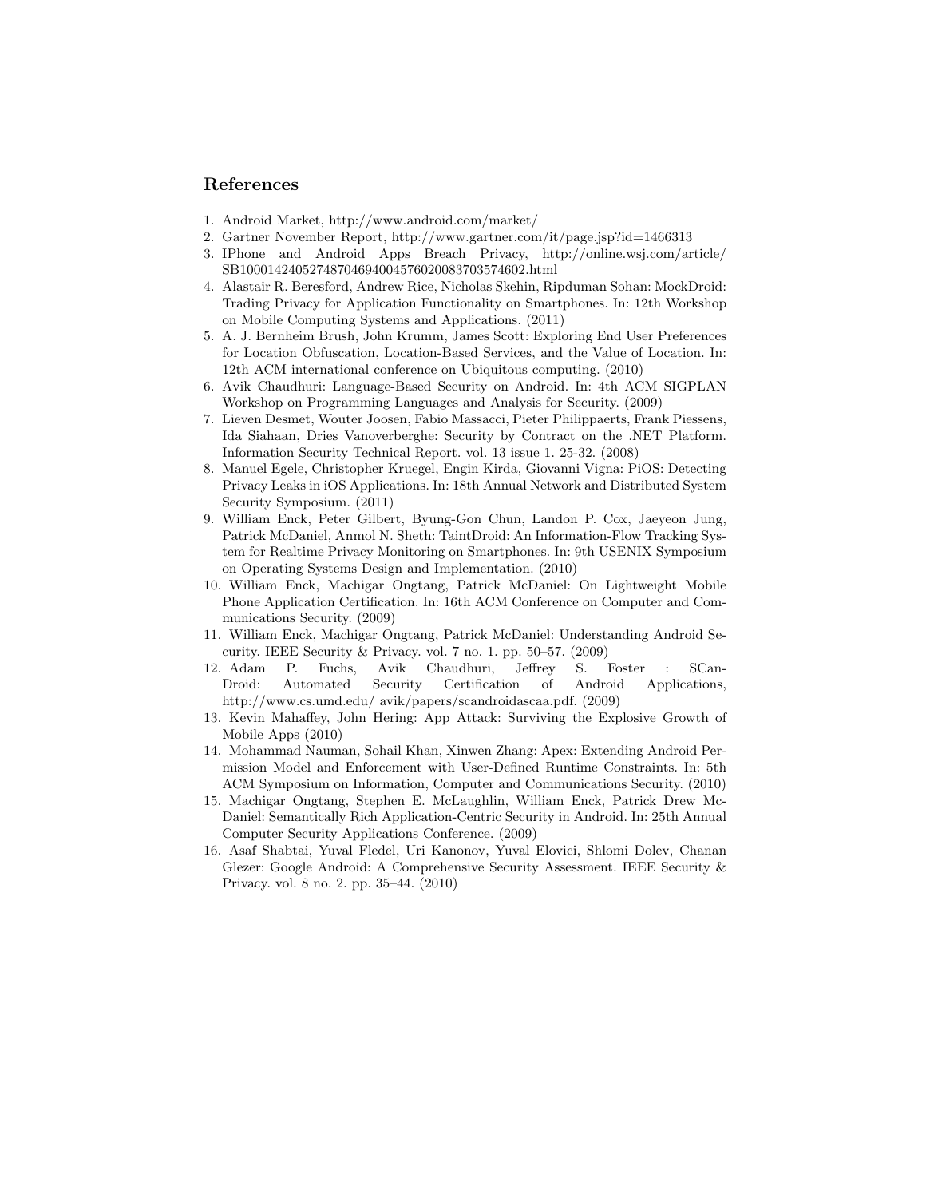## References

1. Android Market, http://www.android.com/market/
2. Gartner November Report, http://www.gartner.com/it/page.jsp?id=1466313
3. IPhone and Android Apps Breach Privacy, http://online.wsj.com/article/SB10001424052748704694004576020083703574602.html
4. Alastair R. Beresford, Andrew Rice, Nicholas Skehin, Ripduman Sohan: MockDroid: Trading Privacy for Application Functionality on Smartphones. In: 12th Workshop on Mobile Computing Systems and Applications. (2011)
5. A. J. Bernheim Brush, John Krumm, James Scott: Exploring End User Preferences for Location Obfuscation, Location-Based Services, and the Value of Location. In: 12th ACM international conference on Ubiquitous computing. (2010)
6. Avik Chaudhuri: Language-Based Security on Android. In: 4th ACM SIGPLAN Workshop on Programming Languages and Analysis for Security. (2009)
7. Lieven Desmet, Wouter Joosen, Fabio Massacci, Pieter Philippaerts, Frank Piessens, Ida Siahaan, Dries Vanoverberghe: Security by Contract on the .NET Platform. Information Security Technical Report. vol. 13 issue 1. 25-32. (2008)
8. Manuel Egele, Christopher Kruegel, Engin Kirda, Giovanni Vigna: PiOS: Detecting Privacy Leaks in iOS Applications. In: 18th Annual Network and Distributed System Security Symposium. (2011)
9. William Enck, Peter Gilbert, Byung-Gon Chun, Landon P. Cox, Jaeyeon Jung, Patrick McDaniel, Anmol N. Sheth: TaintDroid: An Information-Flow Tracking System for Realtime Privacy Monitoring on Smartphones. In: 9th USENIX Symposium on Operating Systems Design and Implementation. (2010)
10. William Enck, Machigar Ongtang, Patrick McDaniel: On Lightweight Mobile Phone Application Certification. In: 16th ACM Conference on Computer and Communications Security. (2009)
11. William Enck, Machigar Ongtang, Patrick McDaniel: Understanding Android Security. IEEE Security & Privacy. vol. 7 no. 1. pp. 50–57. (2009)
12. Adam P. Fuchs, Avik Chaudhuri, Jeffrey S. Foster : SCanDroid: Automated Security Certification of Android Applications, http://www.cs.umd.edu/ avik/papers/scandroidascaa.pdf. (2009)
13. Kevin Mahaffey, John Hering: App Attack: Surviving the Explosive Growth of Mobile Apps (2010)
14. Mohammad Nauman, Sohail Khan, Xinwen Zhang: Apex: Extending Android Permission Model and Enforcement with User-Defined Runtime Constraints. In: 5th ACM Symposium on Information, Computer and Communications Security. (2010)
15. Machigar Ongtang, Stephen E. McLaughlin, William Enck, Patrick Drew McDaniel: Semantically Rich Application-Centric Security in Android. In: 25th Annual Computer Security Applications Conference. (2009)
16. Asaf Shabtai, Yuval Fledel, Uri Kanonov, Yuval Elovici, Shlomi Dolev, Chanan Glezer: Google Android: A Comprehensive Security Assessment. IEEE Security & Privacy. vol. 8 no. 2. pp. 35–44. (2010)